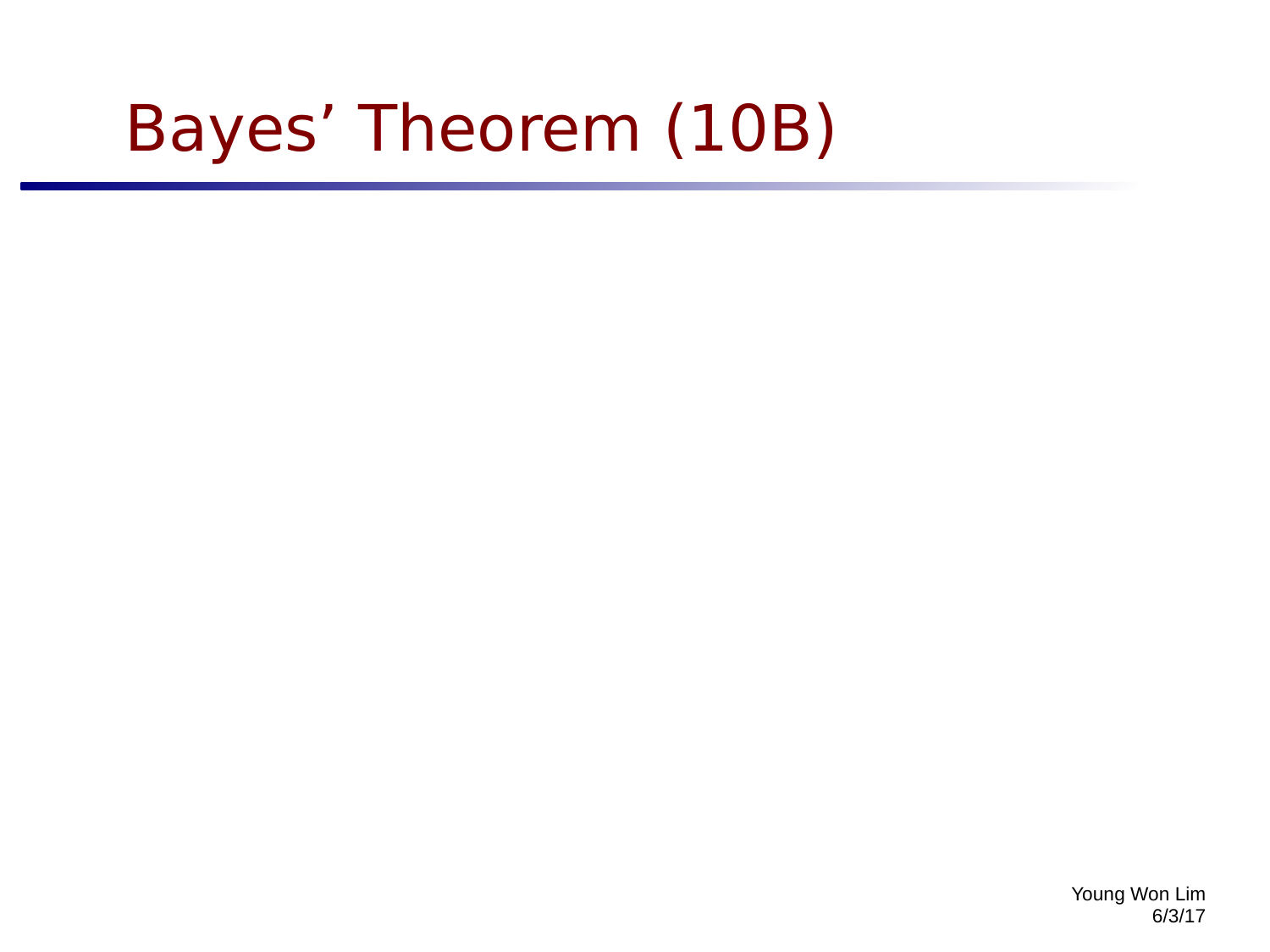# Bayes' Theorem (10B)

Young Won Lim
6/3/17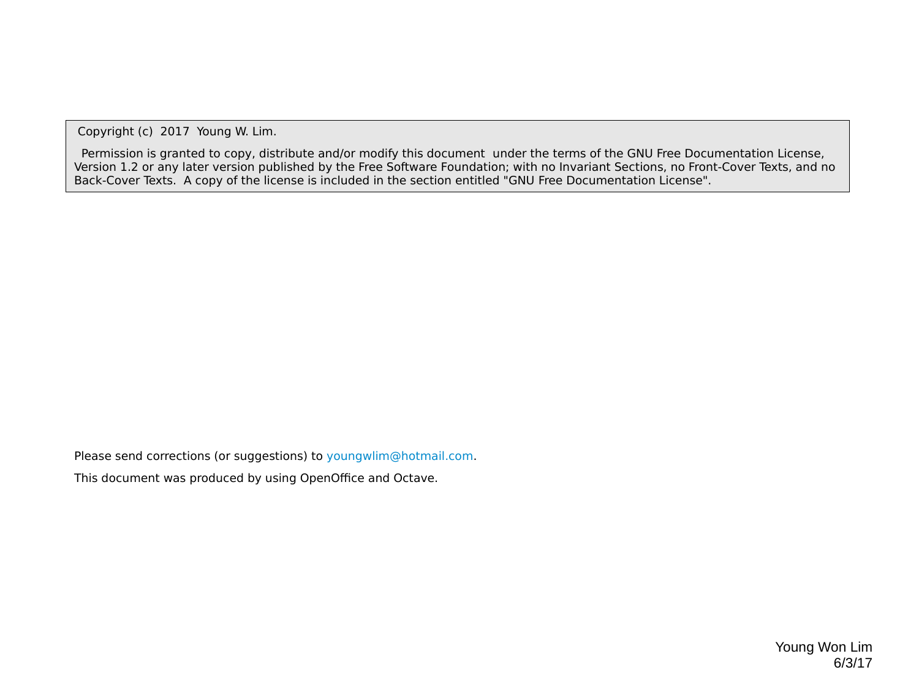Copyright (c) 2017 Young W. Lim.

Permission is granted to copy, distribute and/or modify this document under the terms of the GNU Free Documentation License, Version 1.2 or any later version published by the Free Software Foundation; with no Invariant Sections, no Front-Cover Texts, and no Back-Cover Texts. A copy of the license is included in the section entitled "GNU Free Documentation License".

Please send corrections (or suggestions) to youngwlim@hotmail.com.

This document was produced by using OpenOffice and Octave.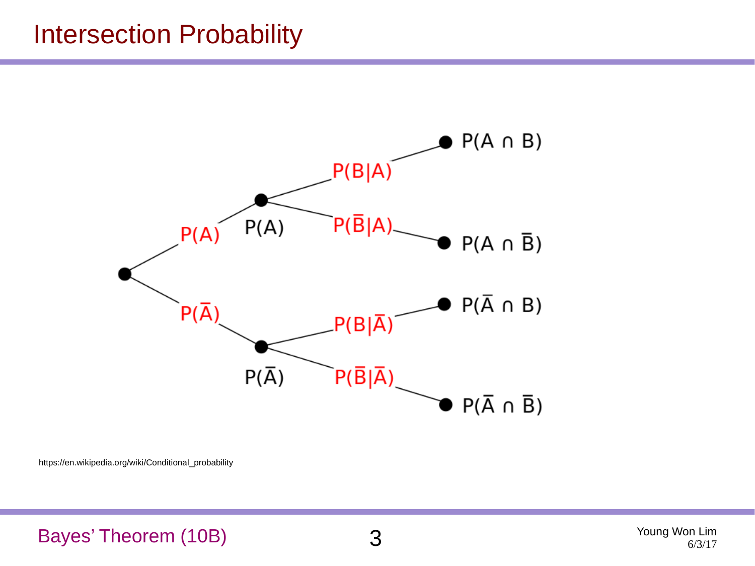# Intersection Probability

$P(A)$ → $P(A)$: $P(B|A)$ → $P(A \cap B)$; $P(\bar{B}|A)$ → $P(A \cap \bar{B})$

$P(\bar{A})$ → $P(\bar{A})$: $P(B|\bar{A})$ → $P(\bar{A} \cap B)$; $P(\bar{B}|\bar{A})$ → $P(\bar{A} \cap \bar{B})$

https://en.wikipedia.org/wiki/Conditional_probability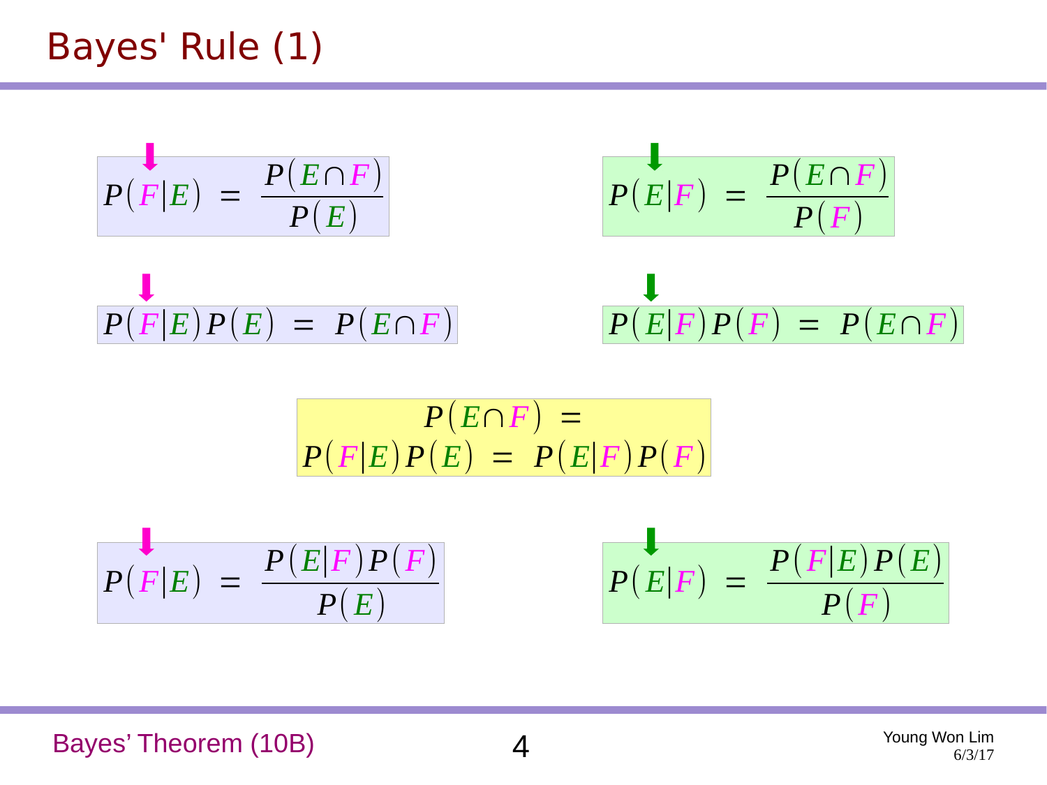# Bayes' Rule (1)

$$P(F|E) = \frac{P(E \cap F)}{P(E)}$$

$$P(E|F) = \frac{P(E \cap F)}{P(F)}$$

$$P(F|E)P(E) = P(E \cap F)$$

$$P(E|F)P(F) = P(E \cap F)$$

$$P(E \cap F) = P(F|E)P(E) = P(E|F)P(F)$$

$$P(F|E) = \frac{P(E|F)P(F)}{P(E)}$$

$$P(E|F) = \frac{P(F|E)P(E)}{P(F)}$$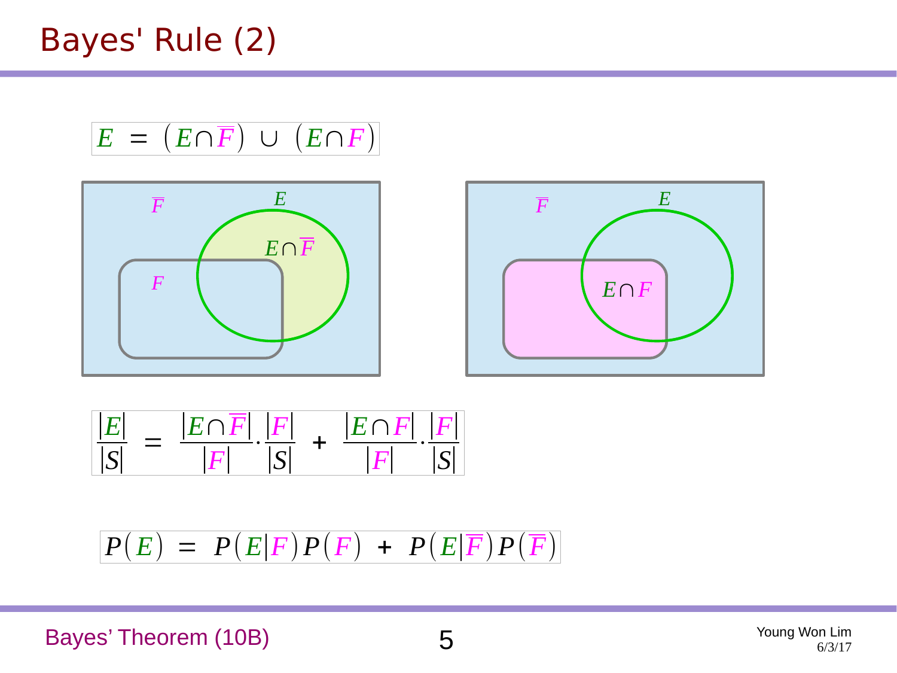# Bayes' Rule (2)

$$E = (E \cap \overline{F}) \cup (E \cap F)$$

$$\frac{|E|}{|S|} = \frac{|E \cap \overline{F}|}{|\overline{F}|} \cdot \frac{|\overline{F}|}{|S|} + \frac{|E \cap F|}{|F|} \cdot \frac{|F|}{|S|}$$

$$P(E) = P(E|F)P(F) + P(E|\overline{F})P(\overline{F})$$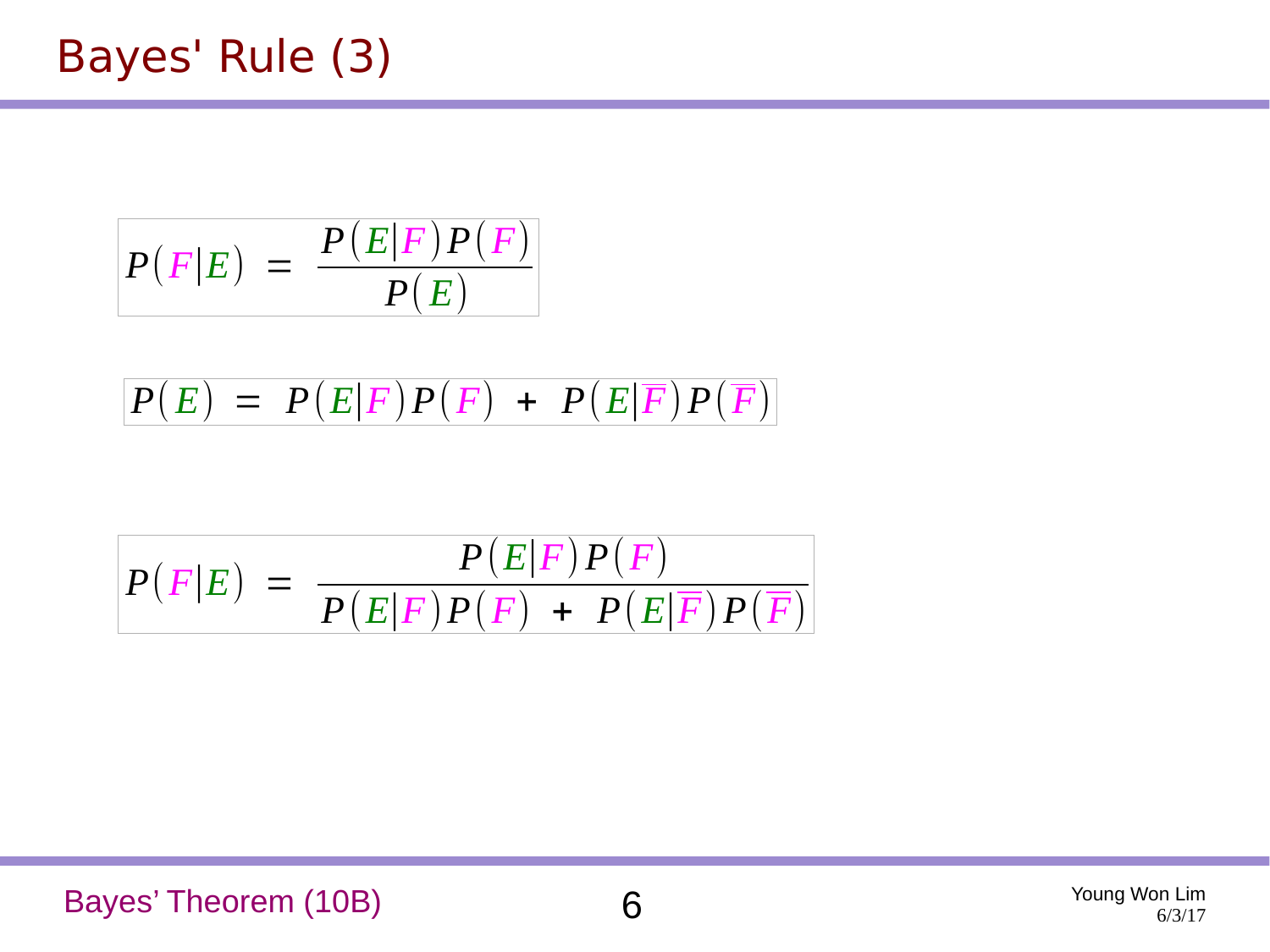# Bayes' Rule (3)

$$P(F|E) = \frac{P(E|F)\,P(F)}{P(E)}$$

$$P(E) = P(E|F)\,P(F) + P(E|\overline{F})\,P(\overline{F})$$

$$P(F|E) = \frac{P(E|F)\,P(F)}{P(E|F)\,P(F) + P(E|\overline{F})\,P(\overline{F})}$$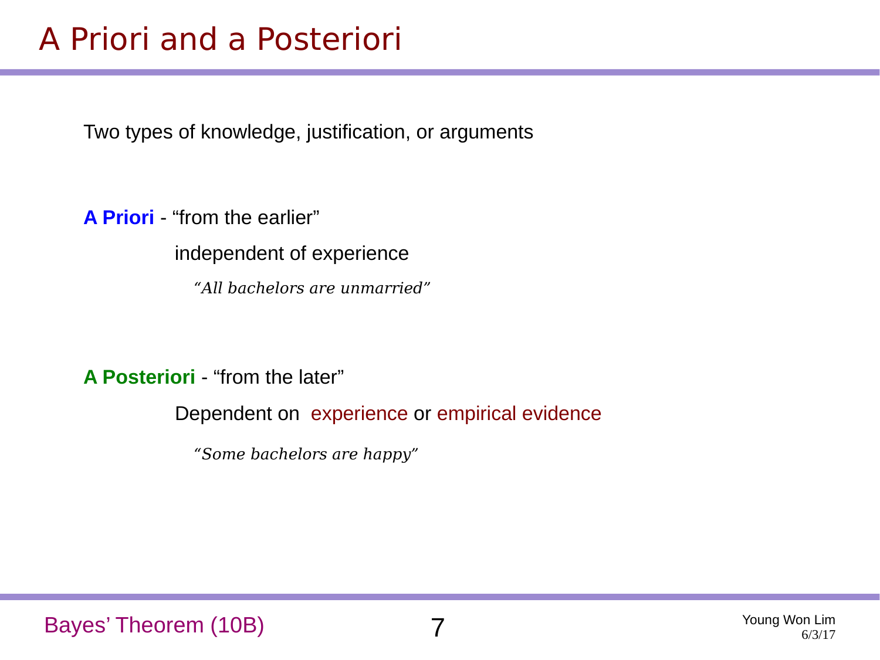# A Priori and a Posteriori

Two types of knowledge, justification, or arguments

**A Priori** - “from the earlier”

independent of experience

*“All bachelors are unmarried”*

**A Posteriori** - “from the later”

Dependent on experience or empirical evidence

*“Some bachelors are happy”*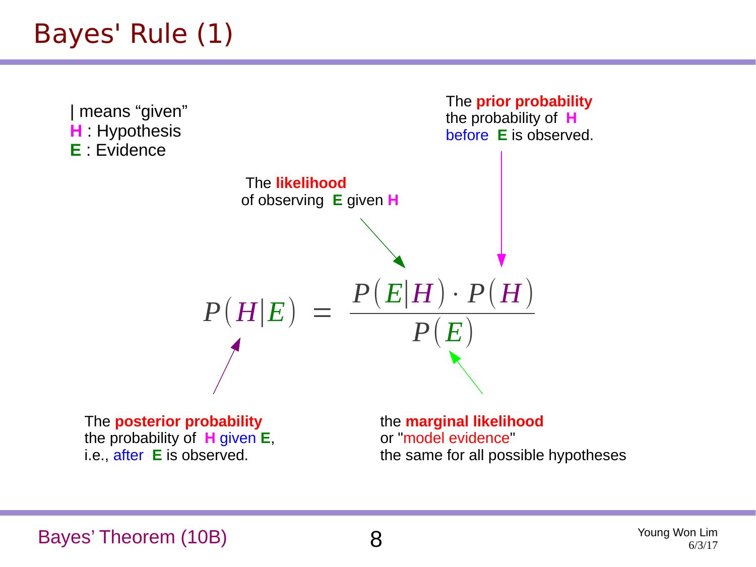# Bayes' Rule (1)

| means "given"
**H** : Hypothesis
**E** : Evidence

The **prior probability**
the probability of **H**
before **E** is observed.

The **likelihood**
of observing **E** given **H**

$$P(H|E) = \frac{P(E|H) \cdot P(H)}{P(E)}$$

The **posterior probability**
the probability of **H** given **E**,
i.e., after **E** is observed.

the **marginal likelihood**
or "model evidence"
the same for all possible hypotheses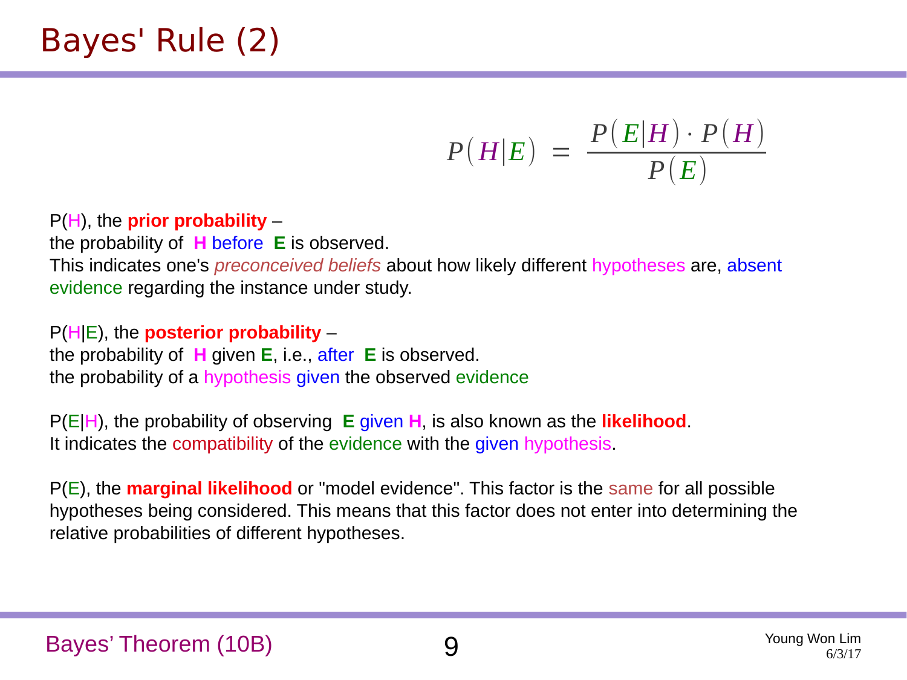# Bayes' Rule (2)

$$P(H|E) = \frac{P(E|H) \cdot P(H)}{P(E)}$$

P(H), the **prior probability** –
the probability of **H** before **E** is observed.
This indicates one's *preconceived beliefs* about how likely different hypotheses are, absent evidence regarding the instance under study.

P(H|E), the **posterior probability** –
the probability of **H** given **E**, i.e., after **E** is observed.
the probability of a hypothesis given the observed evidence

P(E|H), the probability of observing **E** given **H**, is also known as the **likelihood**.
It indicates the compatibility of the evidence with the given hypothesis.

P(E), the **marginal likelihood** or "model evidence". This factor is the same for all possible hypotheses being considered. This means that this factor does not enter into determining the relative probabilities of different hypotheses.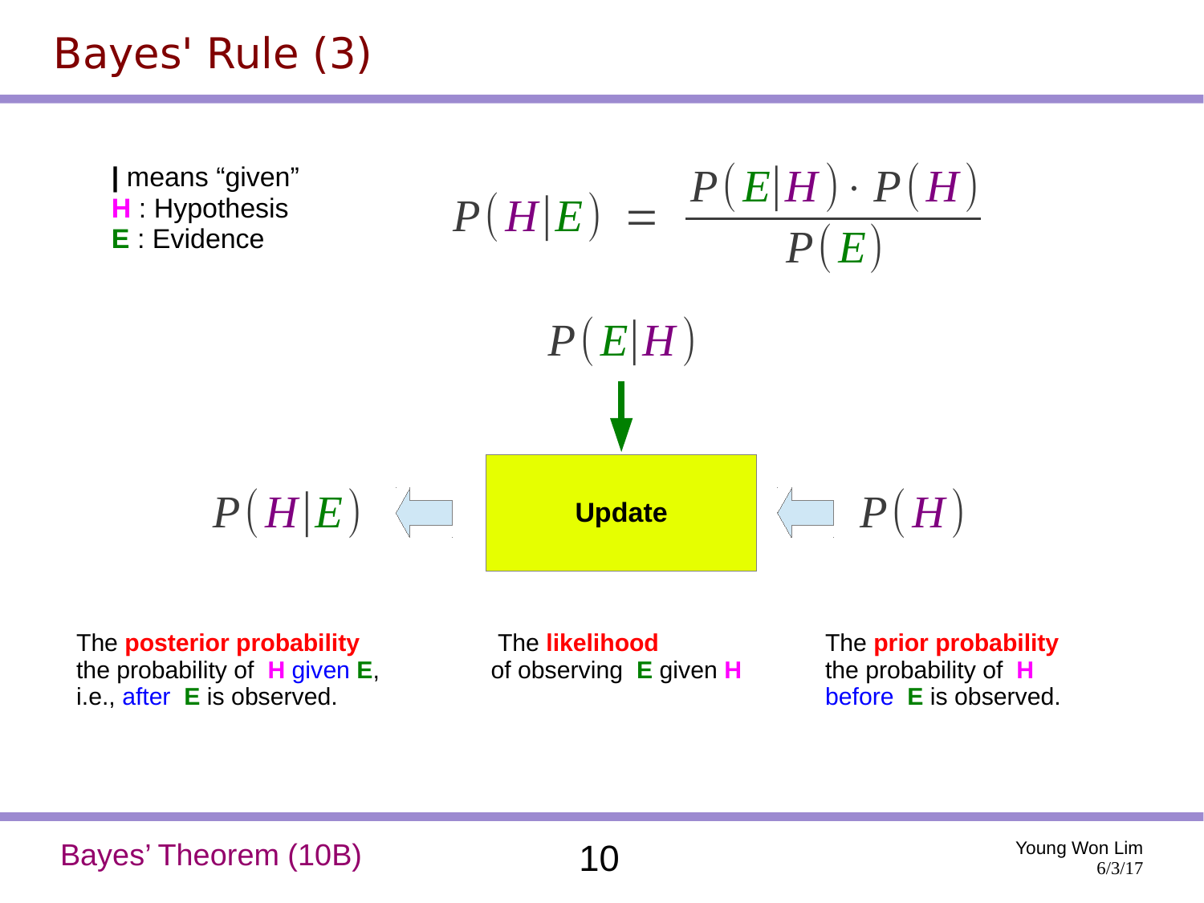# Bayes' Rule (3)

**|** means "given"
**H** : Hypothesis
**E** : Evidence

$$P(H|E) = \frac{P(E|H) \cdot P(H)}{P(E)}$$

$$P(E|H)$$

$$P(H|E) \quad \Leftarrow \quad \textbf{Update} \quad \Leftarrow \quad P(H)$$

The **posterior probability**
the probability of **H** given **E**,
i.e., after **E** is observed.

The **likelihood**
of observing **E** given **H**

The **prior probability**
the probability of **H**
before **E** is observed.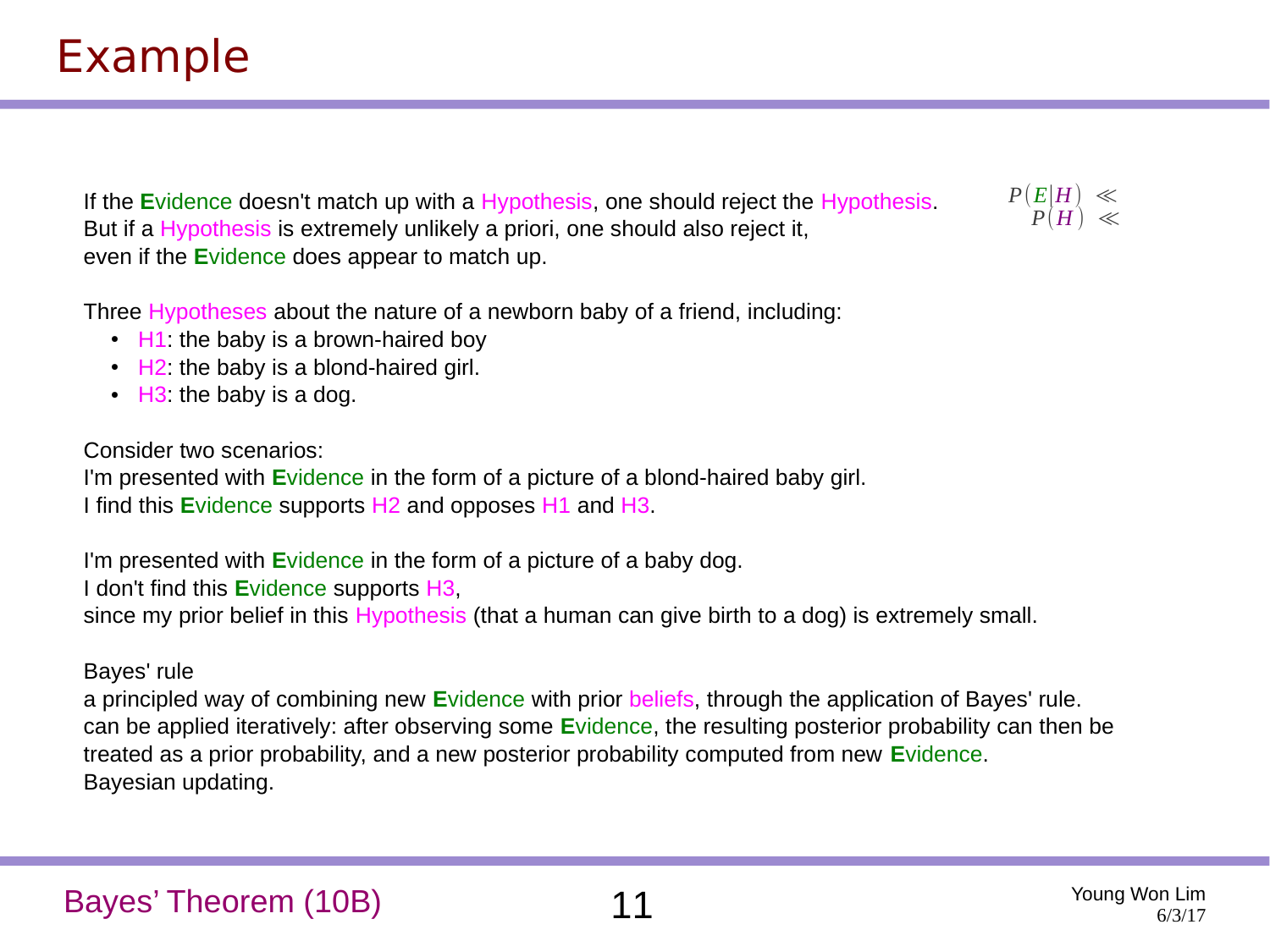# Example

If the **E**vidence doesn't match up with a Hypothesis, one should reject the Hypothesis.
But if a Hypothesis is extremely unlikely a priori, one should also reject it,
even if the **E**vidence does appear to match up.

$P(E|H) \ll$
$P(H) \ll$

Three Hypotheses about the nature of a newborn baby of a friend, including:

- H1: the baby is a brown-haired boy
- H2: the baby is a blond-haired girl.
- H3: the baby is a dog.

Consider two scenarios:
I'm presented with **E**vidence in the form of a picture of a blond-haired baby girl.
I find this **E**vidence supports H2 and opposes H1 and H3.

I'm presented with **E**vidence in the form of a picture of a baby dog.
I don't find this **E**vidence supports H3,
since my prior belief in this Hypothesis (that a human can give birth to a dog) is extremely small.

Bayes' rule
a principled way of combining new **E**vidence with prior beliefs, through the application of Bayes' rule.
can be applied iteratively: after observing some **E**vidence, the resulting posterior probability can then be treated as a prior probability, and a new posterior probability computed from new **E**vidence.
Bayesian updating.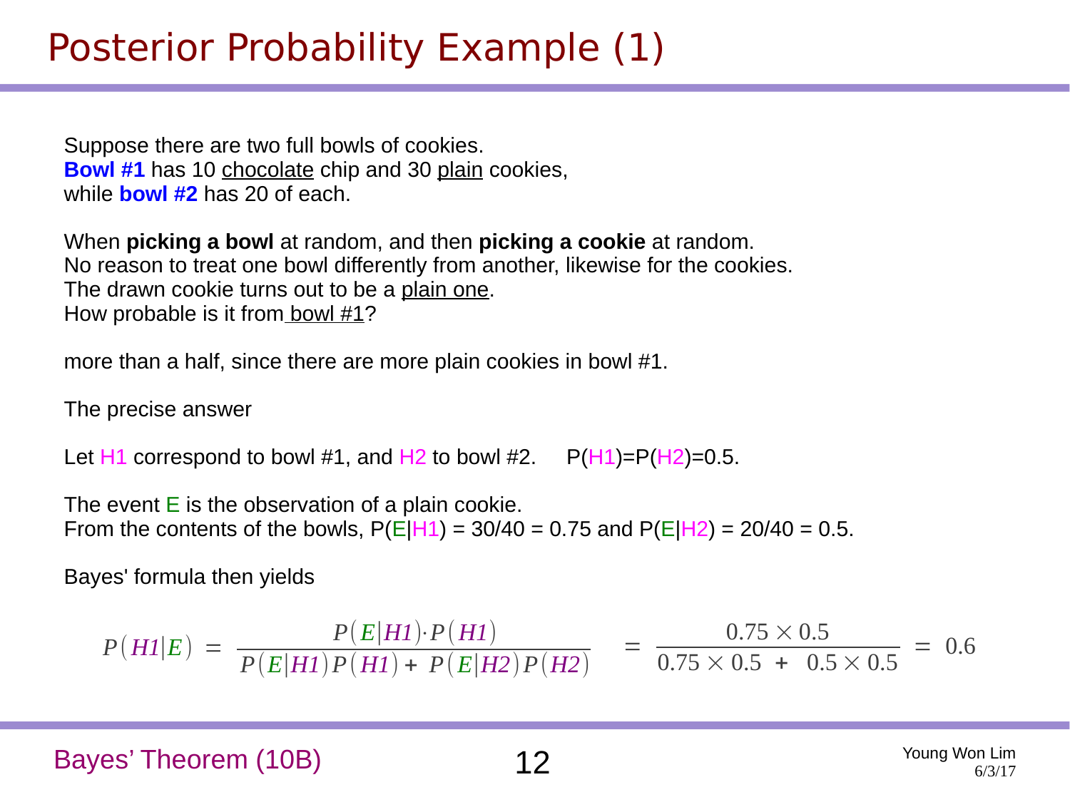# Posterior Probability Example (1)

Suppose there are two full bowls of cookies.
**Bowl #1** has 10 chocolate chip and 30 plain cookies,
while **bowl #2** has 20 of each.

When **picking a bowl** at random, and then **picking a cookie** at random.
No reason to treat one bowl differently from another, likewise for the cookies.
The drawn cookie turns out to be a plain one.
How probable is it from bowl #1?

more than a half, since there are more plain cookies in bowl #1.

The precise answer

Let H1 correspond to bowl #1, and H2 to bowl #2. P(H1)=P(H2)=0.5.

The event E is the observation of a plain cookie.
From the contents of the bowls, P(E|H1) = 30/40 = 0.75 and P(E|H2) = 20/40 = 0.5.

Bayes' formula then yields

$$P(H1|E) = \frac{P(E|H1) \cdot P(H1)}{P(E|H1)P(H1) + P(E|H2)P(H2)} = \frac{0.75 \times 0.5}{0.75 \times 0.5 + 0.5 \times 0.5} = 0.6$$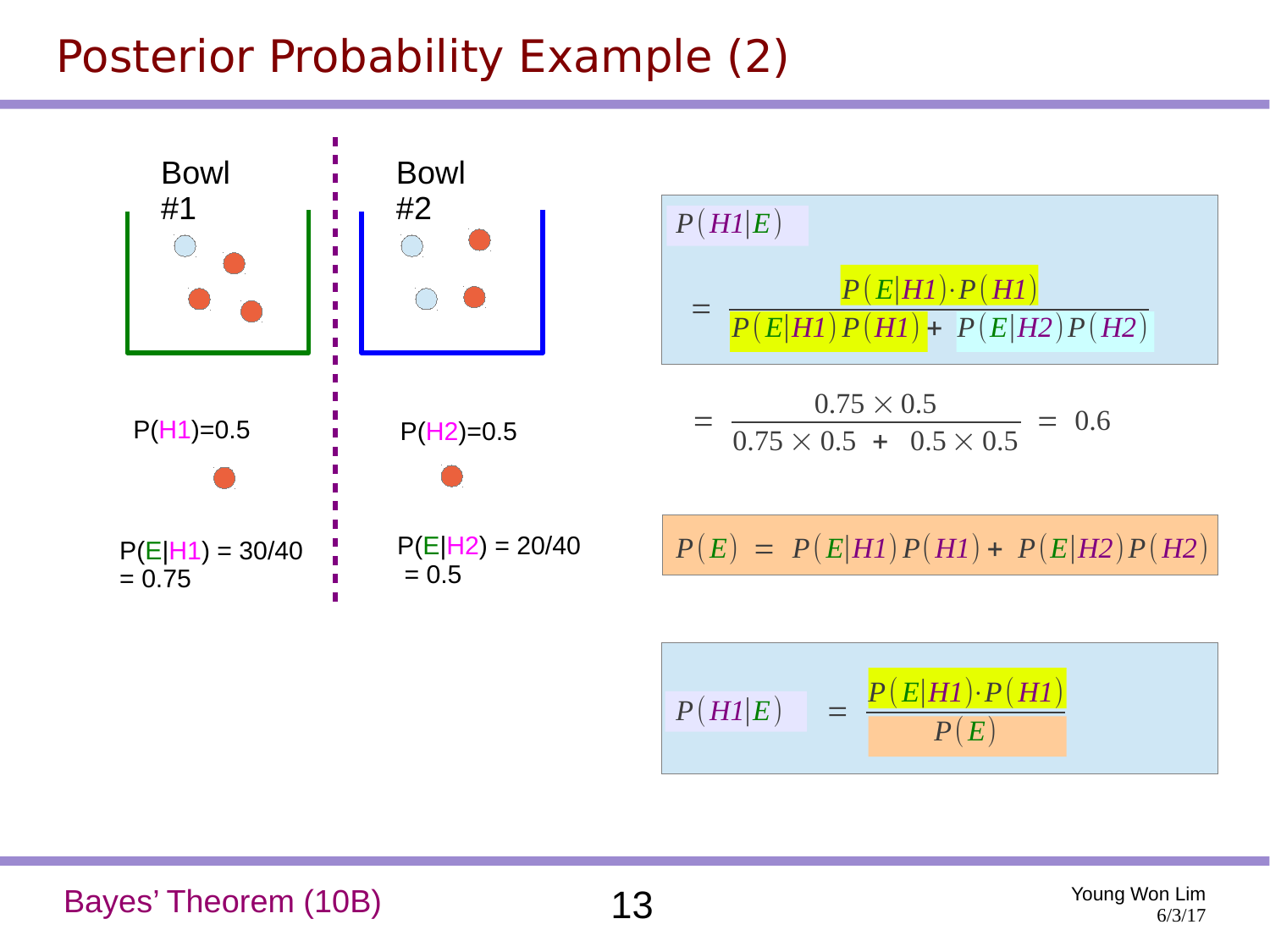# Posterior Probability Example (2)

Bowl #1

$P(H1)=0.5$

$P(E|H1) = 30/40 = 0.75$

Bowl #2

$P(H2)=0.5$

$P(E|H2) = 20/40 = 0.5$

$$P(H1|E) = \frac{P(E|H1) \cdot P(H1)}{P(E|H1)P(H1) + P(E|H2)P(H2)}$$

$$= \frac{0.75 \times 0.5}{0.75 \times 0.5 + 0.5 \times 0.5} = 0.6$$

$$P(E) = P(E|H1)P(H1) + P(E|H2)P(H2)$$

$$P(H1|E) = \frac{P(E|H1) \cdot P(H1)}{P(E)}$$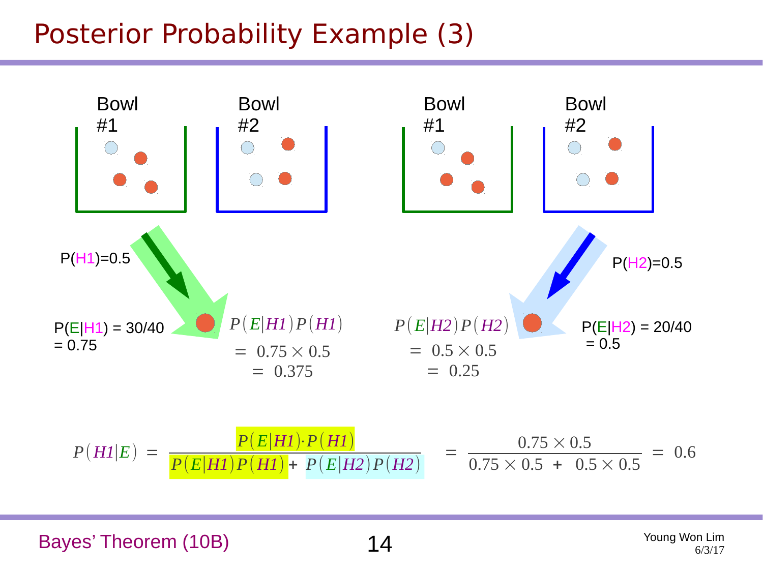# Posterior Probability Example (3)

Bowl #1 | Bowl #2 | Bowl #1 | Bowl #2

P(H1)=0.5

P(E|H1) = 30/40 = 0.75

$$P(E|H1)P(H1) = 0.75 \times 0.5 = 0.375$$

P(H2)=0.5

P(E|H2) = 20/40 = 0.5

$$P(E|H2)P(H2) = 0.5 \times 0.5 = 0.25$$

$$P(H1|E) = \frac{P(E|H1) \cdot P(H1)}{P(E|H1)P(H1) + P(E|H2)P(H2)} = \frac{0.75 \times 0.5}{0.75 \times 0.5 + 0.5 \times 0.5} = 0.6$$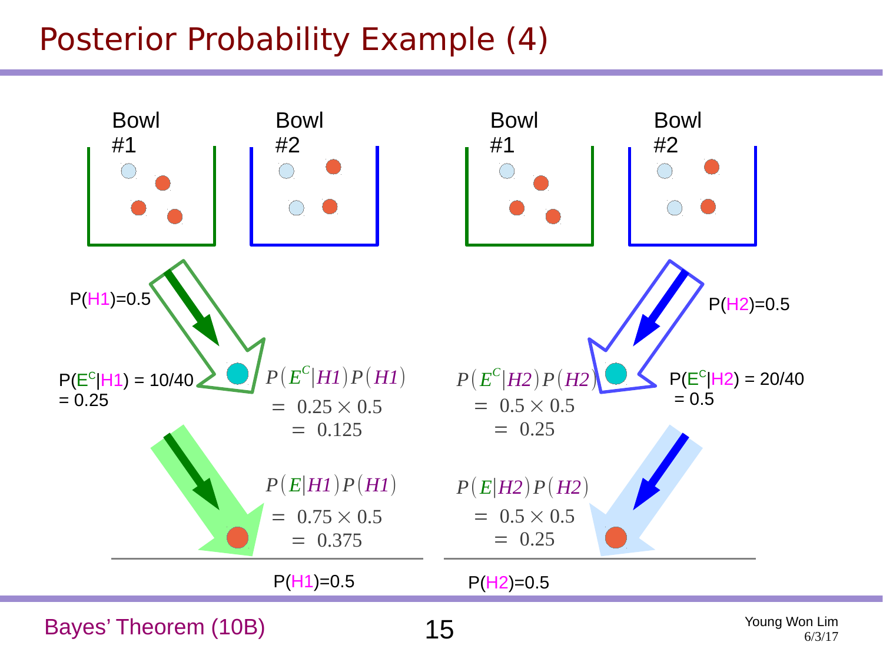# Posterior Probability Example (4)

Bowl #1 Bowl #2 Bowl #1 Bowl #2

P(H1)=0.5

P(H2)=0.5

$P(E^c|H1)$ = 10/40 = 0.25

$$P(E^C|H1)P(H1) = 0.25 \times 0.5 = 0.125$$

$$P(E^C|H2)P(H2) = 0.5 \times 0.5 = 0.25$$

$P(E^c|H2)$ = 20/40 = 0.5

$$P(E|H1)P(H1) = 0.75 \times 0.5 = 0.375$$

$$P(E|H2)P(H2) = 0.5 \times 0.5 = 0.25$$

P(H1)=0.5

P(H2)=0.5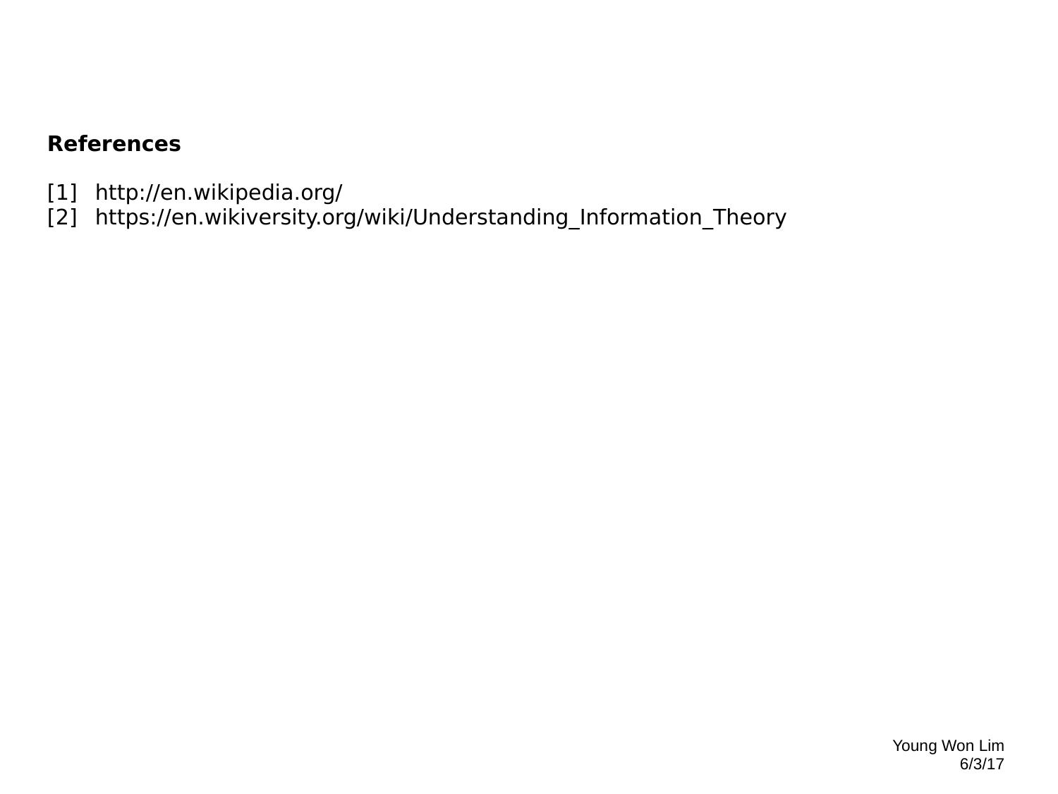**References**

[1] http://en.wikipedia.org/
[2] https://en.wikiversity.org/wiki/Understanding_Information_Theory